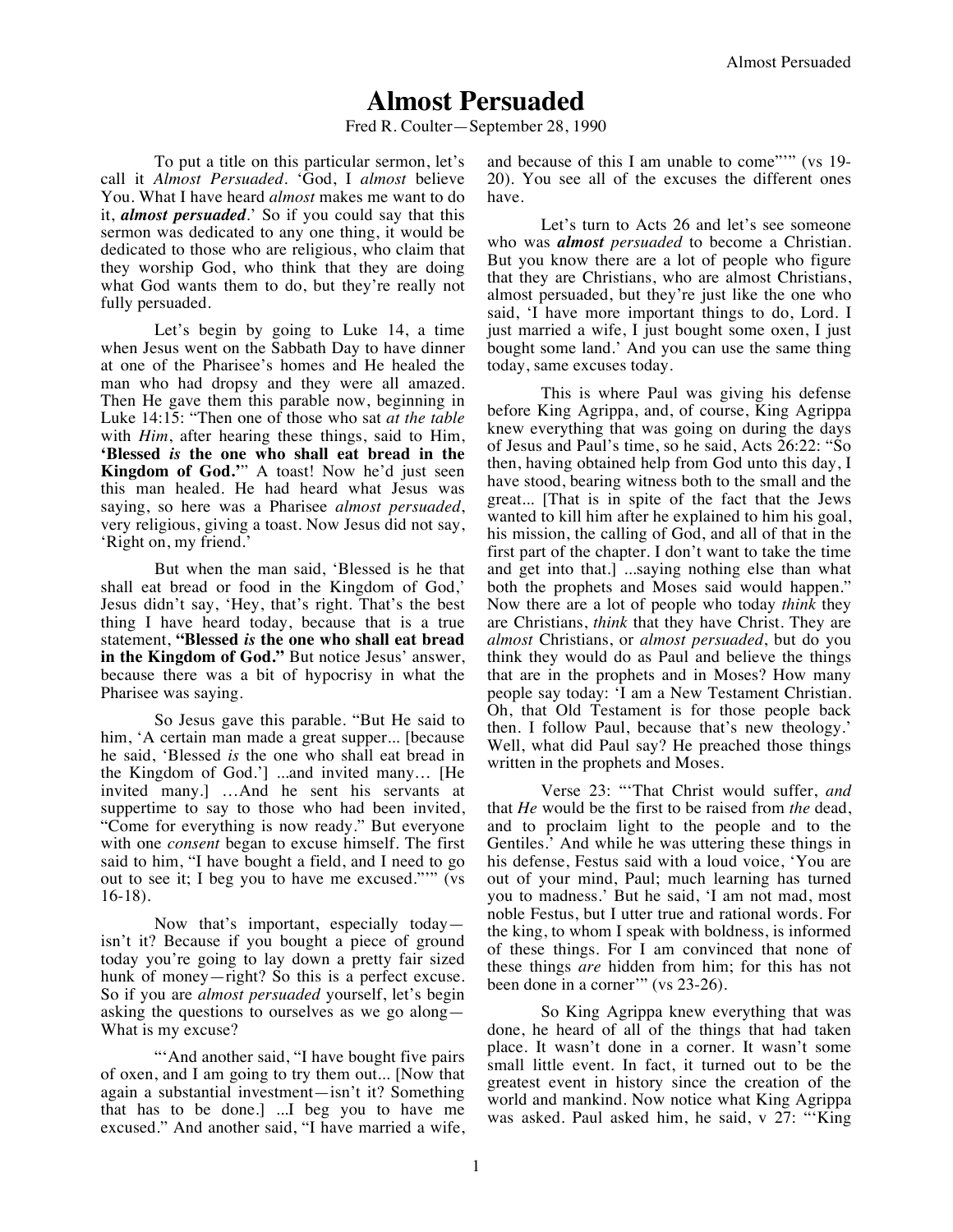# Almost Persuaded

Fred R. Coulter—September 28, 1990

To put a title on this particular sermon, let's call it *Almost Persuaded*. 'God, I *almost* believe You. What I have heard *almost* makes me want to do it, ***almost persuaded***.' So if you could say that this sermon was dedicated to any one thing, it would be dedicated to those who are religious, who claim that they worship God, who think that they are doing what God wants them to do, but they're really not fully persuaded.

Let's begin by going to Luke 14, a time when Jesus went on the Sabbath Day to have dinner at one of the Pharisee's homes and He healed the man who had dropsy and they were all amazed. Then He gave them this parable now, beginning in Luke 14:15: "Then one of those who sat *at the table* with *Him*, after hearing these things, said to Him, **'Blessed *is* the one who shall eat bread in the Kingdom of God.'**" A toast! Now he'd just seen this man healed. He had heard what Jesus was saying, so here was a Pharisee *almost persuaded*, very religious, giving a toast. Now Jesus did not say, 'Right on, my friend.'

But when the man said, 'Blessed is he that shall eat bread or food in the Kingdom of God,' Jesus didn't say, 'Hey, that's right. That's the best thing I have heard today, because that is a true statement, **"Blessed *is* the one who shall eat bread in the Kingdom of God."** But notice Jesus' answer, because there was a bit of hypocrisy in what the Pharisee was saying.

So Jesus gave this parable. "But He said to him, 'A certain man made a great supper... [because he said, 'Blessed *is* the one who shall eat bread in the Kingdom of God.'] ...and invited many… [He invited many.] …And he sent his servants at suppertime to say to those who had been invited, "Come for everything is now ready." But everyone with one *consent* began to excuse himself. The first said to him, "I have bought a field, and I need to go out to see it; I beg you to have me excused."'" (vs 16-18).

Now that's important, especially today—isn't it? Because if you bought a piece of ground today you're going to lay down a pretty fair sized hunk of money—right? So this is a perfect excuse. So if you are *almost persuaded* yourself, let's begin asking the questions to ourselves as we go along—What is my excuse?

"'And another said, "I have bought five pairs of oxen, and I am going to try them out... [Now that again a substantial investment—isn't it? Something that has to be done.] ...I beg you to have me excused." And another said, "I have married a wife, and because of this I am unable to come"'" (vs 19-20). You see all of the excuses the different ones have.

Let's turn to Acts 26 and let's see someone who was ***almost** persuaded* to become a Christian. But you know there are a lot of people who figure that they are Christians, who are almost Christians, almost persuaded, but they're just like the one who said, 'I have more important things to do, Lord. I just married a wife, I just bought some oxen, I just bought some land.' And you can use the same thing today, same excuses today.

This is where Paul was giving his defense before King Agrippa, and, of course, King Agrippa knew everything that was going on during the days of Jesus and Paul's time, so he said, Acts 26:22: "So then, having obtained help from God unto this day, I have stood, bearing witness both to the small and the great... [That is in spite of the fact that the Jews wanted to kill him after he explained to him his goal, his mission, the calling of God, and all of that in the first part of the chapter. I don't want to take the time and get into that.] ...saying nothing else than what both the prophets and Moses said would happen." Now there are a lot of people who today *think* they are Christians, *think* that they have Christ. They are *almost* Christians, or *almost persuaded*, but do you think they would do as Paul and believe the things that are in the prophets and in Moses? How many people say today: 'I am a New Testament Christian. Oh, that Old Testament is for those people back then. I follow Paul, because that's new theology.' Well, what did Paul say? He preached those things written in the prophets and Moses.

Verse 23: "'That Christ would suffer, *and* that *He* would be the first to be raised from *the* dead, and to proclaim light to the people and to the Gentiles.' And while he was uttering these things in his defense, Festus said with a loud voice, 'You are out of your mind, Paul; much learning has turned you to madness.' But he said, 'I am not mad, most noble Festus, but I utter true and rational words. For the king, to whom I speak with boldness, is informed of these things. For I am convinced that none of these things *are* hidden from him; for this has not been done in a corner'" (vs 23-26).

So King Agrippa knew everything that was done, he heard of all of the things that had taken place. It wasn't done in a corner. It wasn't some small little event. In fact, it turned out to be the greatest event in history since the creation of the world and mankind. Now notice what King Agrippa was asked. Paul asked him, he said, v 27: "'King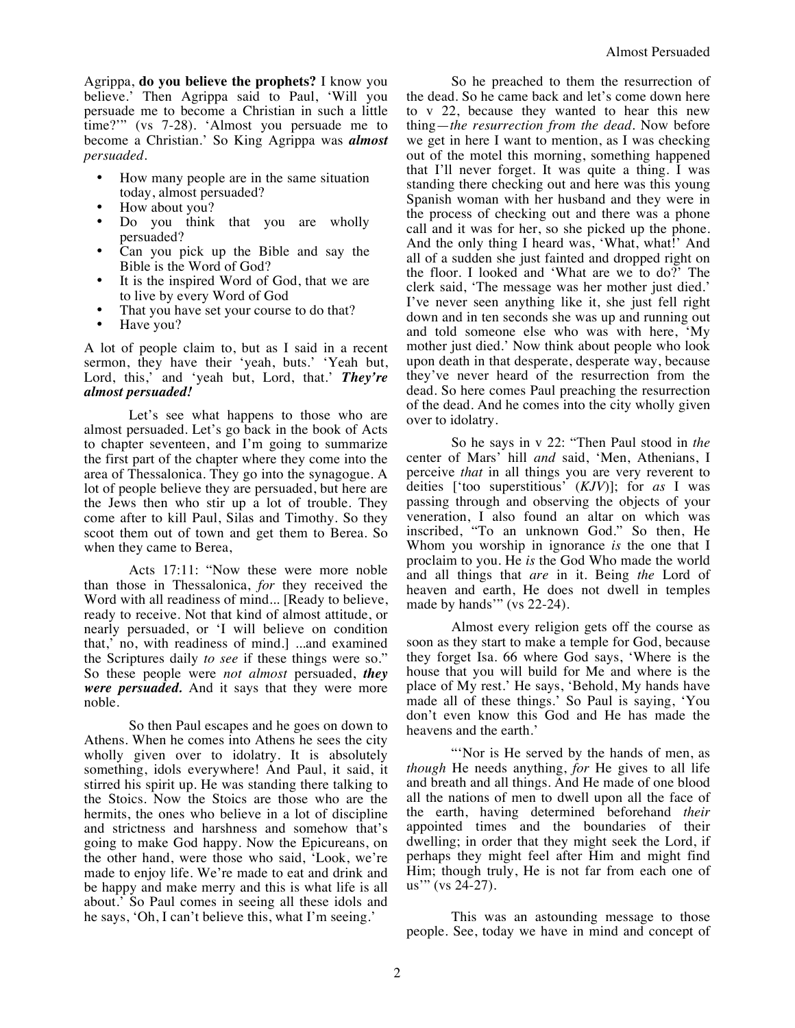Agrippa, **do you believe the prophets?** I know you believe.' Then Agrippa said to Paul, 'Will you persuade me to become a Christian in such a little time?'" (vs 7-28). 'Almost you persuade me to become a Christian.' So King Agrippa was ***almost*** *persuaded*.

- How many people are in the same situation today, almost persuaded?
- How about you?
- Do you think that you are wholly persuaded?
- Can you pick up the Bible and say the Bible is the Word of God?
- It is the inspired Word of God, that we are to live by every Word of God
- That you have set your course to do that?
- Have you?

A lot of people claim to, but as I said in a recent sermon, they have their 'yeah, buts.' 'Yeah but, Lord, this,' and 'yeah but, Lord, that.' ***They're almost persuaded!***

Let's see what happens to those who are almost persuaded. Let's go back in the book of Acts to chapter seventeen, and I'm going to summarize the first part of the chapter where they come into the area of Thessalonica. They go into the synagogue. A lot of people believe they are persuaded, but here are the Jews then who stir up a lot of trouble. They come after to kill Paul, Silas and Timothy. So they scoot them out of town and get them to Berea. So when they came to Berea,

Acts 17:11: "Now these were more noble than those in Thessalonica, *for* they received the Word with all readiness of mind... [Ready to believe, ready to receive. Not that kind of almost attitude, or nearly persuaded, or 'I will believe on condition that,' no, with readiness of mind.] ...and examined the Scriptures daily *to see* if these things were so." So these people were *not almost* persuaded, ***they were persuaded.*** And it says that they were more noble.

So then Paul escapes and he goes on down to Athens. When he comes into Athens he sees the city wholly given over to idolatry. It is absolutely something, idols everywhere! And Paul, it said, it stirred his spirit up. He was standing there talking to the Stoics. Now the Stoics are those who are the hermits, the ones who believe in a lot of discipline and strictness and harshness and somehow that's going to make God happy. Now the Epicureans, on the other hand, were those who said, 'Look, we're made to enjoy life. We're made to eat and drink and be happy and make merry and this is what life is all about.' So Paul comes in seeing all these idols and he says, 'Oh, I can't believe this, what I'm seeing.'

So he preached to them the resurrection of the dead. So he came back and let's come down here to v 22, because they wanted to hear this new thing—*the resurrection from the dead*. Now before we get in here I want to mention, as I was checking out of the motel this morning, something happened that I'll never forget. It was quite a thing. I was standing there checking out and here was this young Spanish woman with her husband and they were in the process of checking out and there was a phone call and it was for her, so she picked up the phone. And the only thing I heard was, 'What, what!' And all of a sudden she just fainted and dropped right on the floor. I looked and 'What are we to do?' The clerk said, 'The message was her mother just died.' I've never seen anything like it, she just fell right down and in ten seconds she was up and running out and told someone else who was with here, 'My mother just died.' Now think about people who look upon death in that desperate, desperate way, because they've never heard of the resurrection from the dead. So here comes Paul preaching the resurrection of the dead. And he comes into the city wholly given over to idolatry.

So he says in v 22: "Then Paul stood in *the* center of Mars' hill *and* said, 'Men, Athenians, I perceive *that* in all things you are very reverent to deities ['too superstitious' (*KJV*)]; for *as* I was passing through and observing the objects of your veneration, I also found an altar on which was inscribed, "To an unknown God." So then, He Whom you worship in ignorance *is* the one that I proclaim to you. He *is* the God Who made the world and all things that *are* in it. Being *the* Lord of heaven and earth, He does not dwell in temples made by hands'" (vs 22-24).

Almost every religion gets off the course as soon as they start to make a temple for God, because they forget Isa. 66 where God says, 'Where is the house that you will build for Me and where is the place of My rest.' He says, 'Behold, My hands have made all of these things.' So Paul is saying, 'You don't even know this God and He has made the heavens and the earth.'

"'Nor is He served by the hands of men, as *though* He needs anything, *for* He gives to all life and breath and all things. And He made of one blood all the nations of men to dwell upon all the face of the earth, having determined beforehand *their* appointed times and the boundaries of their dwelling; in order that they might seek the Lord, if perhaps they might feel after Him and might find Him; though truly, He is not far from each one of us'" (vs 24-27).

This was an astounding message to those people. See, today we have in mind and concept of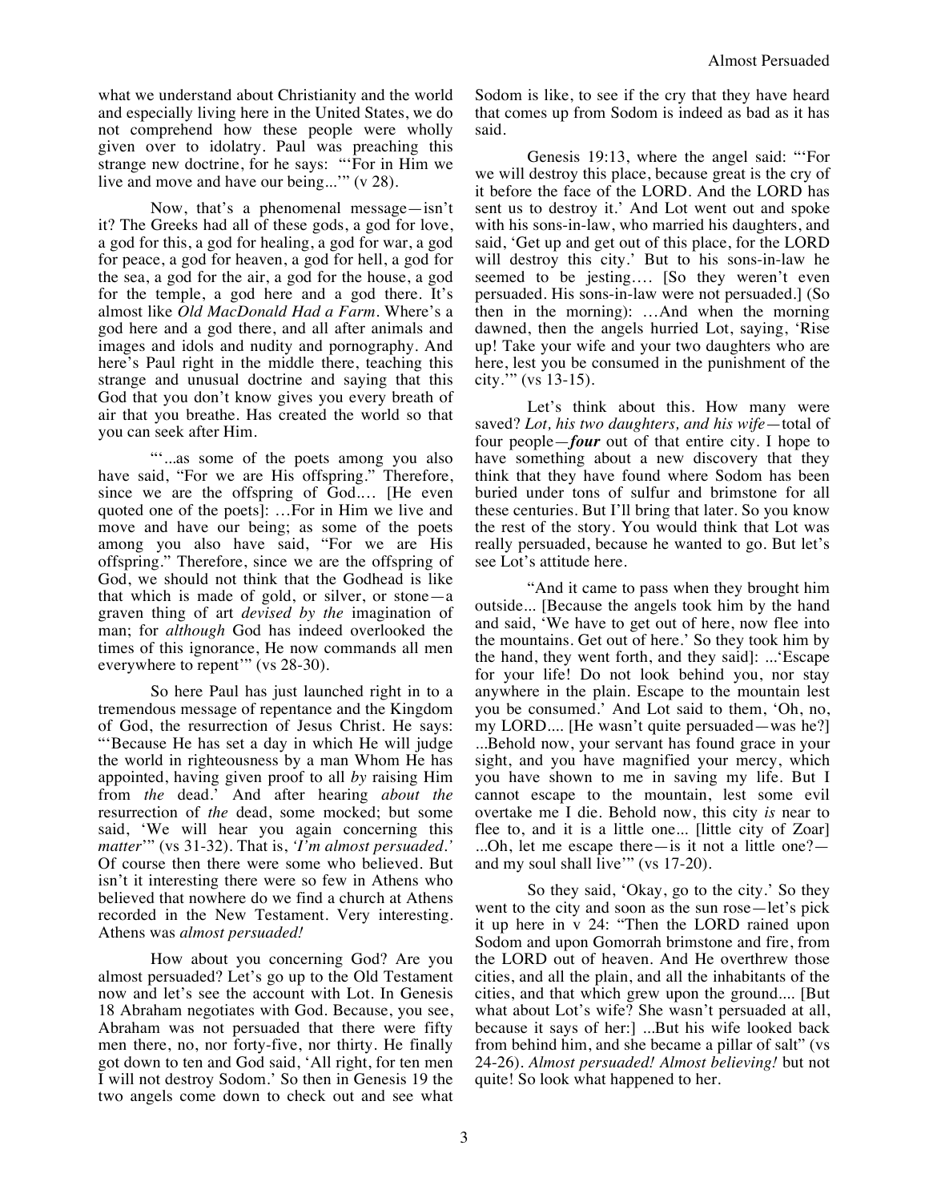what we understand about Christianity and the world and especially living here in the United States, we do not comprehend how these people were wholly given over to idolatry. Paul was preaching this strange new doctrine, for he says: "'For in Him we live and move and have our being...'" (v 28).

Now, that's a phenomenal message—isn't it? The Greeks had all of these gods, a god for love, a god for this, a god for healing, a god for war, a god for peace, a god for heaven, a god for hell, a god for the sea, a god for the air, a god for the house, a god for the temple, a god here and a god there. It's almost like *Old MacDonald Had a Farm*. Where's a god here and a god there, and all after animals and images and idols and nudity and pornography. And here's Paul right in the middle there, teaching this strange and unusual doctrine and saying that this God that you don't know gives you every breath of air that you breathe. Has created the world so that you can seek after Him.

"'...as some of the poets among you also have said, "For we are His offspring." Therefore, since we are the offspring of God.... [He even quoted one of the poets]: …For in Him we live and move and have our being; as some of the poets among you also have said, "For we are His offspring." Therefore, since we are the offspring of God, we should not think that the Godhead is like that which is made of gold, or silver, or stone—a graven thing of art *devised by the* imagination of man; for *although* God has indeed overlooked the times of this ignorance, He now commands all men everywhere to repent'" (vs 28-30).

So here Paul has just launched right in to a tremendous message of repentance and the Kingdom of God, the resurrection of Jesus Christ. He says: "'Because He has set a day in which He will judge the world in righteousness by a man Whom He has appointed, having given proof to all *by* raising Him from *the* dead.' And after hearing *about the* resurrection of *the* dead, some mocked; but some said, 'We will hear you again concerning this *matter*'" (vs 31-32). That is, *'I'm almost persuaded.'* Of course then there were some who believed. But isn't it interesting there were so few in Athens who believed that nowhere do we find a church at Athens recorded in the New Testament. Very interesting. Athens was *almost persuaded!*

How about you concerning God? Are you almost persuaded? Let's go up to the Old Testament now and let's see the account with Lot. In Genesis 18 Abraham negotiates with God. Because, you see, Abraham was not persuaded that there were fifty men there, no, nor forty-five, nor thirty. He finally got down to ten and God said, 'All right, for ten men I will not destroy Sodom.' So then in Genesis 19 the two angels come down to check out and see what Sodom is like, to see if the cry that they have heard that comes up from Sodom is indeed as bad as it has said.

Genesis 19:13, where the angel said: "'For we will destroy this place, because great is the cry of it before the face of the LORD. And the LORD has sent us to destroy it.' And Lot went out and spoke with his sons-in-law, who married his daughters, and said, 'Get up and get out of this place, for the LORD will destroy this city.' But to his sons-in-law he seemed to be jesting.... [So they weren't even persuaded. His sons-in-law were not persuaded.] (So then in the morning): …And when the morning dawned, then the angels hurried Lot, saying, 'Rise up! Take your wife and your two daughters who are here, lest you be consumed in the punishment of the city.'" (vs 13-15).

Let's think about this. How many were saved? *Lot, his two daughters, and his wife*—total of four people—***four*** out of that entire city. I hope to have something about a new discovery that they think that they have found where Sodom has been buried under tons of sulfur and brimstone for all these centuries. But I'll bring that later. So you know the rest of the story. You would think that Lot was really persuaded, because he wanted to go. But let's see Lot's attitude here.

"And it came to pass when they brought him outside... [Because the angels took him by the hand and said, 'We have to get out of here, now flee into the mountains. Get out of here.' So they took him by the hand, they went forth, and they said]: ...'Escape for your life! Do not look behind you, nor stay anywhere in the plain. Escape to the mountain lest you be consumed.' And Lot said to them, 'Oh, no, my LORD.... [He wasn't quite persuaded—was he?] ...Behold now, your servant has found grace in your sight, and you have magnified your mercy, which you have shown to me in saving my life. But I cannot escape to the mountain, lest some evil overtake me I die. Behold now, this city *is* near to flee to, and it is a little one... [little city of Zoar] ...Oh, let me escape there—is it not a little one?—and my soul shall live'" (vs 17-20).

So they said, 'Okay, go to the city.' So they went to the city and soon as the sun rose—let's pick it up here in v 24: "Then the LORD rained upon Sodom and upon Gomorrah brimstone and fire, from the LORD out of heaven. And He overthrew those cities, and all the plain, and all the inhabitants of the cities, and that which grew upon the ground.... [But what about Lot's wife? She wasn't persuaded at all, because it says of her:] ...But his wife looked back from behind him, and she became a pillar of salt" (vs 24-26). *Almost persuaded! Almost believing!* but not quite! So look what happened to her.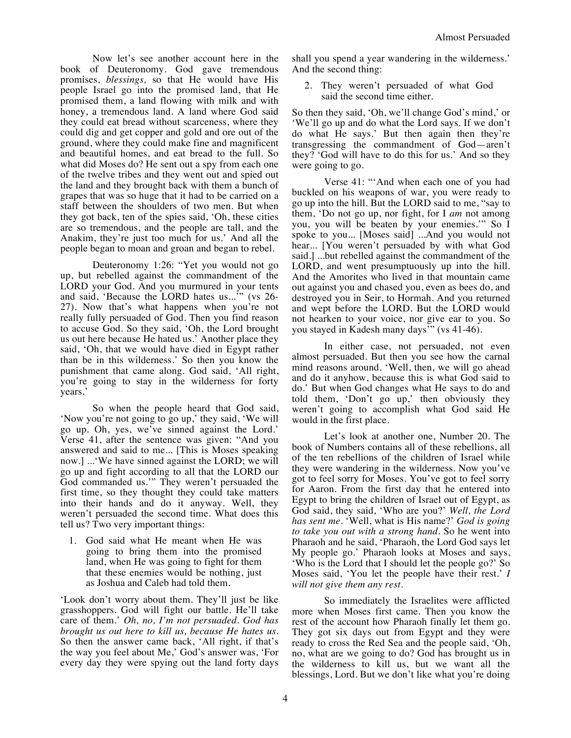Now let's see another account here in the book of Deuteronomy. God gave tremendous promises, *blessings,* so that He would have His people Israel go into the promised land, that He promised them, a land flowing with milk and with honey, a tremendous land. A land where God said they could eat bread without scarceness, where they could dig and get copper and gold and ore out of the ground, where they could make fine and magnificent and beautiful homes, and eat bread to the full. So what did Moses do? He sent out a spy from each one of the twelve tribes and they went out and spied out the land and they brought back with them a bunch of grapes that was so huge that it had to be carried on a staff between the shoulders of two men. But when they got back, ten of the spies said, 'Oh, these cities are so tremendous, and the people are tall, and the Anakim, they're just too much for us.' And all the people began to moan and groan and began to rebel.

Deuteronomy 1:26: "Yet you would not go up, but rebelled against the commandment of the LORD your God. And you murmured in your tents and said, 'Because the LORD hates us...'" (vs 26-27). Now that's what happens when you're not really fully persuaded of God. Then you find reason to accuse God. So they said, 'Oh, the Lord brought us out here because He hated us.' Another place they said, 'Oh, that we would have died in Egypt rather than be in this wilderness.' So then you know the punishment that came along. God said, 'All right, you're going to stay in the wilderness for forty years.'

So when the people heard that God said, 'Now you're not going to go up,' they said, 'We will go up. Oh, yes, we've sinned against the Lord.' Verse 41, after the sentence was given: "And you answered and said to me... [This is Moses speaking now.] ...'We have sinned against the LORD; we will go up and fight according to all that the LORD our God commanded us.'" They weren't persuaded the first time, so they thought they could take matters into their hands and do it anyway. Well, they weren't persuaded the second time. What does this tell us? Two very important things:

1. God said what He meant when He was going to bring them into the promised land, when He was going to fight for them that these enemies would be nothing, just as Joshua and Caleb had told them.

'Look don't worry about them. They'll just be like grasshoppers. God will fight our battle. He'll take care of them.' *Oh, no, I'm not persuaded. God has brought us out here to kill us, because He hates us.* So then the answer came back, 'All right, if that's the way you feel about Me,' God's answer was, 'For every day they were spying out the land forty days shall you spend a year wandering in the wilderness.' And the second thing:

2. They weren't persuaded of what God said the second time either.

So then they said, 'Oh, we'll change God's mind,' or 'We'll go up and do what the Lord says. If we don't do what He says.' But then again then they're transgressing the commandment of God—aren't they? 'God will have to do this for us.' And so they were going to go.

Verse 41: "'And when each one of you had buckled on his weapons of war, you were ready to go up into the hill. But the LORD said to me, "say to them, 'Do not go up, nor fight, for I *am* not among you, you will be beaten by your enemies.'" So I spoke to you... [Moses said] ...And you would not hear... [You weren't persuaded by with what God said.] ...but rebelled against the commandment of the LORD, and went presumptuously up into the hill. And the Amorites who lived in that mountain came out against you and chased you, even as bees do, and destroyed you in Seir, to Hormah. And you returned and wept before the LORD. But the LORD would not hearken to your voice, nor give ear to you. So you stayed in Kadesh many days'" (vs 41-46).

In either case, not persuaded, not even almost persuaded. But then you see how the carnal mind reasons around. 'Well, then, we will go ahead and do it anyhow, because this is what God said to do.' But when God changes what He says to do and told them, 'Don't go up,' then obviously they weren't going to accomplish what God said He would in the first place.

Let's look at another one, Number 20. The book of Numbers contains all of these rebellions, all of the ten rebellions of the children of Israel while they were wandering in the wilderness. Now you've got to feel sorry for Moses. You've got to feel sorry for Aaron. From the first day that he entered into Egypt to bring the children of Israel out of Egypt, as God said, they said, 'Who are you?' *Well, the Lord has sent me.* 'Well, what is His name?' *God is going to take you out with a strong hand.* So he went into Pharaoh and he said, 'Pharaoh, the Lord God says let My people go.' Pharaoh looks at Moses and says, 'Who is the Lord that I should let the people go?' So Moses said, 'You let the people have their rest.' *I will not give them any rest.*

So immediately the Israelites were afflicted more when Moses first came. Then you know the rest of the account how Pharaoh finally let them go. They got six days out from Egypt and they were ready to cross the Red Sea and the people said, 'Oh, no, what are we going to do? God has brought us in the wilderness to kill us, but we want all the blessings, Lord. But we don't like what you're doing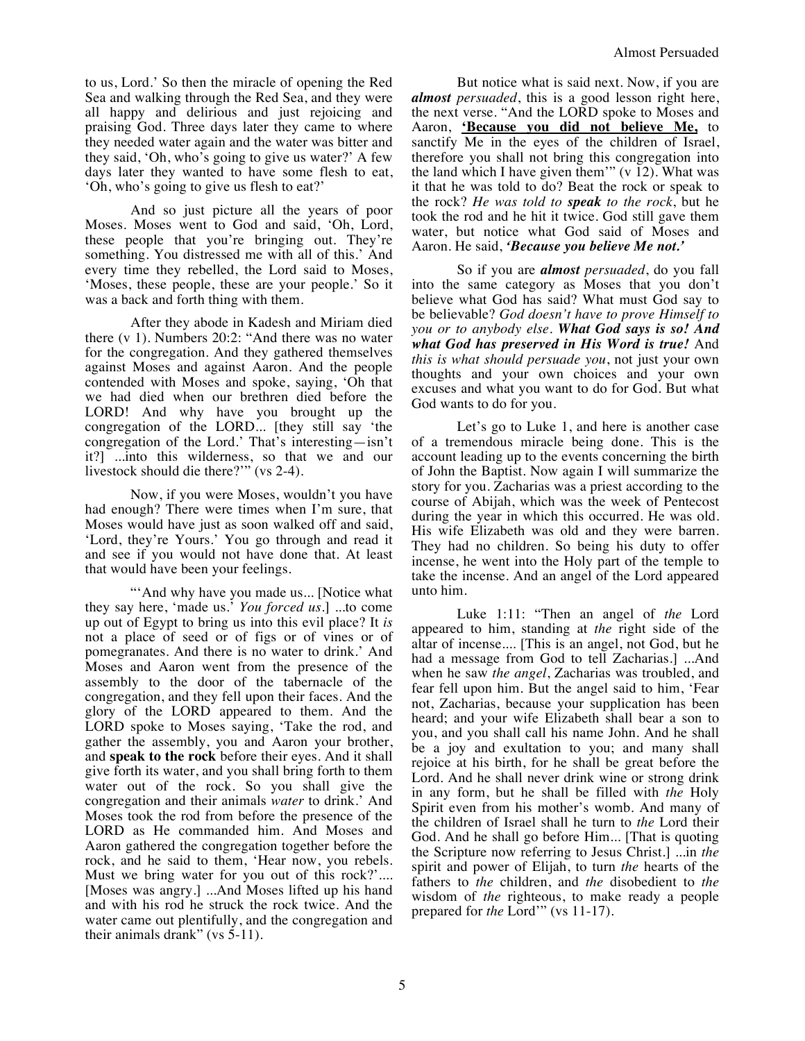to us, Lord.' So then the miracle of opening the Red Sea and walking through the Red Sea, and they were all happy and delirious and just rejoicing and praising God. Three days later they came to where they needed water again and the water was bitter and they said, 'Oh, who's going to give us water?' A few days later they wanted to have some flesh to eat, 'Oh, who's going to give us flesh to eat?'

And so just picture all the years of poor Moses. Moses went to God and said, 'Oh, Lord, these people that you're bringing out. They're something. You distressed me with all of this.' And every time they rebelled, the Lord said to Moses, 'Moses, these people, these are your people.' So it was a back and forth thing with them.

After they abode in Kadesh and Miriam died there (v 1). Numbers 20:2: "And there was no water for the congregation. And they gathered themselves against Moses and against Aaron. And the people contended with Moses and spoke, saying, 'Oh that we had died when our brethren died before the LORD! And why have you brought up the congregation of the LORD... [they still say 'the congregation of the Lord.' That's interesting—isn't it?] ...into this wilderness, so that we and our livestock should die there?'" (vs 2-4).

Now, if you were Moses, wouldn't you have had enough? There were times when I'm sure, that Moses would have just as soon walked off and said, 'Lord, they're Yours.' You go through and read it and see if you would not have done that. At least that would have been your feelings.

"'And why have you made us... [Notice what they say here, 'made us.' *You forced us*.] ...to come up out of Egypt to bring us into this evil place? It *is* not a place of seed or of figs or of vines or of pomegranates. And there is no water to drink.' And Moses and Aaron went from the presence of the assembly to the door of the tabernacle of the congregation, and they fell upon their faces. And the glory of the LORD appeared to them. And the LORD spoke to Moses saying, 'Take the rod, and gather the assembly, you and Aaron your brother, and **speak to the rock** before their eyes. And it shall give forth its water, and you shall bring forth to them water out of the rock. So you shall give the congregation and their animals *water* to drink.' And Moses took the rod from before the presence of the LORD as He commanded him. And Moses and Aaron gathered the congregation together before the rock, and he said to them, 'Hear now, you rebels. Must we bring water for you out of this rock?'.... [Moses was angry.] ...And Moses lifted up his hand and with his rod he struck the rock twice. And the water came out plentifully, and the congregation and their animals drank" (vs 5-11).

But notice what is said next. Now, if you are ***almost** persuaded*, this is a good lesson right here, the next verse. "And the LORD spoke to Moses and Aaron, **'Because you did not believe Me,** to sanctify Me in the eyes of the children of Israel, therefore you shall not bring this congregation into the land which I have given them'" (v 12). What was it that he was told to do? Beat the rock or speak to the rock? *He was told to **speak** to the rock*, but he took the rod and he hit it twice. God still gave them water, but notice what God said of Moses and Aaron. He said, ***'Because you believe Me not.'***

So if you are ***almost** persuaded*, do you fall into the same category as Moses that you don't believe what God has said? What must God say to be believable? *God doesn't have to prove Himself to you or to anybody else. **What God says is so! And what God has preserved in His Word is true!*** And *this is what should persuade you*, not just your own thoughts and your own choices and your own excuses and what you want to do for God. But what God wants to do for you.

Let's go to Luke 1, and here is another case of a tremendous miracle being done. This is the account leading up to the events concerning the birth of John the Baptist. Now again I will summarize the story for you. Zacharias was a priest according to the course of Abijah, which was the week of Pentecost during the year in which this occurred. He was old. His wife Elizabeth was old and they were barren. They had no children. So being his duty to offer incense, he went into the Holy part of the temple to take the incense. And an angel of the Lord appeared unto him.

Luke 1:11: "Then an angel of *the* Lord appeared to him, standing at *the* right side of the altar of incense.... [This is an angel, not God, but he had a message from God to tell Zacharias.] ...And when he saw *the angel*, Zacharias was troubled, and fear fell upon him. But the angel said to him, 'Fear not, Zacharias, because your supplication has been heard; and your wife Elizabeth shall bear a son to you, and you shall call his name John. And he shall be a joy and exultation to you; and many shall rejoice at his birth, for he shall be great before the Lord. And he shall never drink wine or strong drink in any form, but he shall be filled with *the* Holy Spirit even from his mother's womb. And many of the children of Israel shall he turn to *the* Lord their God. And he shall go before Him... [That is quoting the Scripture now referring to Jesus Christ.] ...in *the* spirit and power of Elijah, to turn *the* hearts of the fathers to *the* children, and *the* disobedient to *the* wisdom of *the* righteous, to make ready a people prepared for *the* Lord'" (vs 11-17).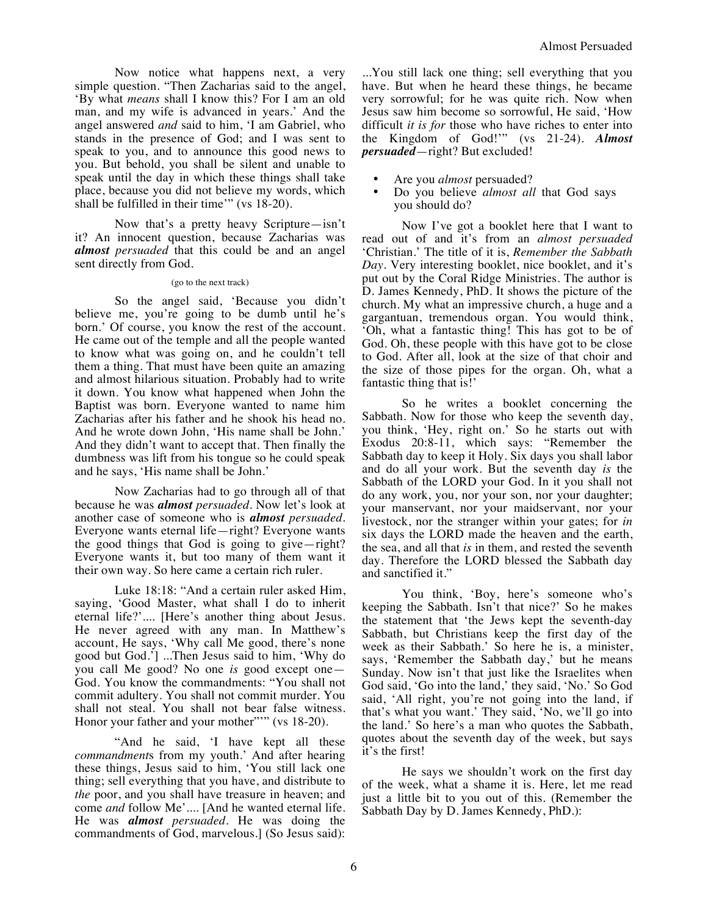Now notice what happens next, a very simple question. "Then Zacharias said to the angel, 'By what *means* shall I know this? For I am an old man, and my wife is advanced in years.' And the angel answered *and* said to him, 'I am Gabriel, who stands in the presence of God; and I was sent to speak to you, and to announce this good news to you. But behold, you shall be silent and unable to speak until the day in which these things shall take place, because you did not believe my words, which shall be fulfilled in their time'" (vs 18-20).

Now that's a pretty heavy Scripture—isn't it? An innocent question, because Zacharias was ***almost*** *persuaded* that this could be and an angel sent directly from God.

(go to the next track)

So the angel said, 'Because you didn't believe me, you're going to be dumb until he's born.' Of course, you know the rest of the account. He came out of the temple and all the people wanted to know what was going on, and he couldn't tell them a thing. That must have been quite an amazing and almost hilarious situation. Probably had to write it down. You know what happened when John the Baptist was born. Everyone wanted to name him Zacharias after his father and he shook his head no. And he wrote down John, 'His name shall be John.' And they didn't want to accept that. Then finally the dumbness was lift from his tongue so he could speak and he says, 'His name shall be John.'

Now Zacharias had to go through all of that because he was ***almost*** *persuaded*. Now let's look at another case of someone who is ***almost*** *persuaded*. Everyone wants eternal life—right? Everyone wants the good things that God is going to give—right? Everyone wants it, but too many of them want it their own way. So here came a certain rich ruler.

Luke 18:18: "And a certain ruler asked Him, saying, 'Good Master, what shall I do to inherit eternal life?'.... [Here's another thing about Jesus. He never agreed with any man. In Matthew's account, He says, 'Why call Me good, there's none good but God.'] ...Then Jesus said to him, 'Why do you call Me good? No one *is* good except one—God. You know the commandments: "You shall not commit adultery. You shall not commit murder. You shall not steal. You shall not bear false witness. Honor your father and your mother"'" (vs 18-20).

"And he said, 'I have kept all these *commandment*s from my youth.' And after hearing these things, Jesus said to him, 'You still lack one thing; sell everything that you have, and distribute to *the* poor, and you shall have treasure in heaven; and come *and* follow Me'.... [And he wanted eternal life. He was ***almost*** *persuaded*. He was doing the commandments of God, marvelous.] (So Jesus said): ...You still lack one thing; sell everything that you have. But when he heard these things, he became very sorrowful; for he was quite rich. Now when Jesus saw him become so sorrowful, He said, 'How difficult *it is for* those who have riches to enter into the Kingdom of God!'" (vs 21-24). ***Almost persuaded***—right? But excluded!

- Are you *almost* persuaded?
- Do you believe *almost all* that God says you should do?

Now I've got a booklet here that I want to read out of and it's from an *almost persuaded* 'Christian.' The title of it is, *Remember the Sabbath Day*. Very interesting booklet, nice booklet, and it's put out by the Coral Ridge Ministries. The author is D. James Kennedy, PhD. It shows the picture of the church. My what an impressive church, a huge and a gargantuan, tremendous organ. You would think, 'Oh, what a fantastic thing! This has got to be of God. Oh, these people with this have got to be close to God. After all, look at the size of that choir and the size of those pipes for the organ. Oh, what a fantastic thing that is!'

So he writes a booklet concerning the Sabbath. Now for those who keep the seventh day, you think, 'Hey, right on.' So he starts out with Exodus 20:8-11, which says: "Remember the Sabbath day to keep it Holy. Six days you shall labor and do all your work. But the seventh day *is* the Sabbath of the LORD your God. In it you shall not do any work, you, nor your son, nor your daughter; your manservant, nor your maidservant, nor your livestock, nor the stranger within your gates; for *in* six days the LORD made the heaven and the earth, the sea, and all that *is* in them, and rested the seventh day. Therefore the LORD blessed the Sabbath day and sanctified it."

You think, 'Boy, here's someone who's keeping the Sabbath. Isn't that nice?' So he makes the statement that 'the Jews kept the seventh-day Sabbath, but Christians keep the first day of the week as their Sabbath.' So here he is, a minister, says, 'Remember the Sabbath day,' but he means Sunday. Now isn't that just like the Israelites when God said, 'Go into the land,' they said, 'No.' So God said, 'All right, you're not going into the land, if that's what you want.' They said, 'No, we'll go into the land.' So here's a man who quotes the Sabbath, quotes about the seventh day of the week, but says it's the first!

He says we shouldn't work on the first day of the week, what a shame it is. Here, let me read just a little bit to you out of this. (Remember the Sabbath Day by D. James Kennedy, PhD.):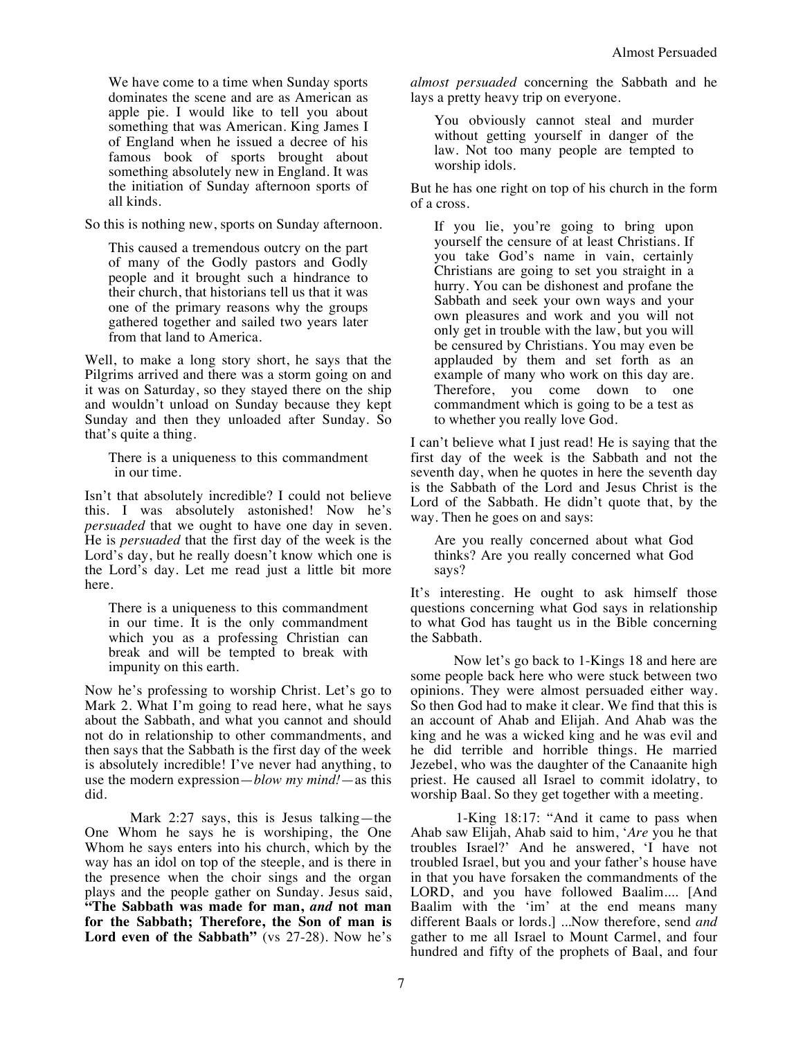> We have come to a time when Sunday sports dominates the scene and are as American as apple pie. I would like to tell you about something that was American. King James I of England when he issued a decree of his famous book of sports brought about something absolutely new in England. It was the initiation of Sunday afternoon sports of all kinds.

So this is nothing new, sports on Sunday afternoon.

> This caused a tremendous outcry on the part of many of the Godly pastors and Godly people and it brought such a hindrance to their church, that historians tell us that it was one of the primary reasons why the groups gathered together and sailed two years later from that land to America.

Well, to make a long story short, he says that the Pilgrims arrived and there was a storm going on and it was on Saturday, so they stayed there on the ship and wouldn't unload on Sunday because they kept Sunday and then they unloaded after Sunday. So that's quite a thing.

> There is a uniqueness to this commandment in our time.

Isn't that absolutely incredible? I could not believe this. I was absolutely astonished! Now he's *persuaded* that we ought to have one day in seven. He is *persuaded* that the first day of the week is the Lord's day, but he really doesn't know which one is the Lord's day. Let me read just a little bit more here.

> There is a uniqueness to this commandment in our time. It is the only commandment which you as a professing Christian can break and will be tempted to break with impunity on this earth.

Now he's professing to worship Christ. Let's go to Mark 2. What I'm going to read here, what he says about the Sabbath, and what you cannot and should not do in relationship to other commandments, and then says that the Sabbath is the first day of the week is absolutely incredible! I've never had anything, to use the modern expression—*blow my mind!*—as this did.

Mark 2:27 says, this is Jesus talking—the One Whom he says he is worshiping, the One Whom he says enters into his church, which by the way has an idol on top of the steeple, and is there in the presence when the choir sings and the organ plays and the people gather on Sunday. Jesus said, **"The Sabbath was made for man, *and* not man for the Sabbath; Therefore, the Son of man is Lord even of the Sabbath"** (vs 27-28). Now he's *almost persuaded* concerning the Sabbath and he lays a pretty heavy trip on everyone.

> You obviously cannot steal and murder without getting yourself in danger of the law. Not too many people are tempted to worship idols.

But he has one right on top of his church in the form of a cross.

> If you lie, you're going to bring upon yourself the censure of at least Christians. If you take God's name in vain, certainly Christians are going to set you straight in a hurry. You can be dishonest and profane the Sabbath and seek your own ways and your own pleasures and work and you will not only get in trouble with the law, but you will be censured by Christians. You may even be applauded by them and set forth as an example of many who work on this day are. Therefore, you come down to one commandment which is going to be a test as to whether you really love God.

I can't believe what I just read! He is saying that the first day of the week is the Sabbath and not the seventh day, when he quotes in here the seventh day is the Sabbath of the Lord and Jesus Christ is the Lord of the Sabbath. He didn't quote that, by the way. Then he goes on and says:

> Are you really concerned about what God thinks? Are you really concerned what God says?

It's interesting. He ought to ask himself those questions concerning what God says in relationship to what God has taught us in the Bible concerning the Sabbath.

Now let's go back to 1-Kings 18 and here are some people back here who were stuck between two opinions. They were almost persuaded either way. So then God had to make it clear. We find that this is an account of Ahab and Elijah. And Ahab was the king and he was a wicked king and he was evil and he did terrible and horrible things. He married Jezebel, who was the daughter of the Canaanite high priest. He caused all Israel to commit idolatry, to worship Baal. So they get together with a meeting.

1-King 18:17: "And it came to pass when Ahab saw Elijah, Ahab said to him, '*Are* you he that troubles Israel?' And he answered, 'I have not troubled Israel, but you and your father's house have in that you have forsaken the commandments of the LORD, and you have followed Baalim.... [And Baalim with the 'im' at the end means many different Baals or lords.] ...Now therefore, send *and* gather to me all Israel to Mount Carmel, and four hundred and fifty of the prophets of Baal, and four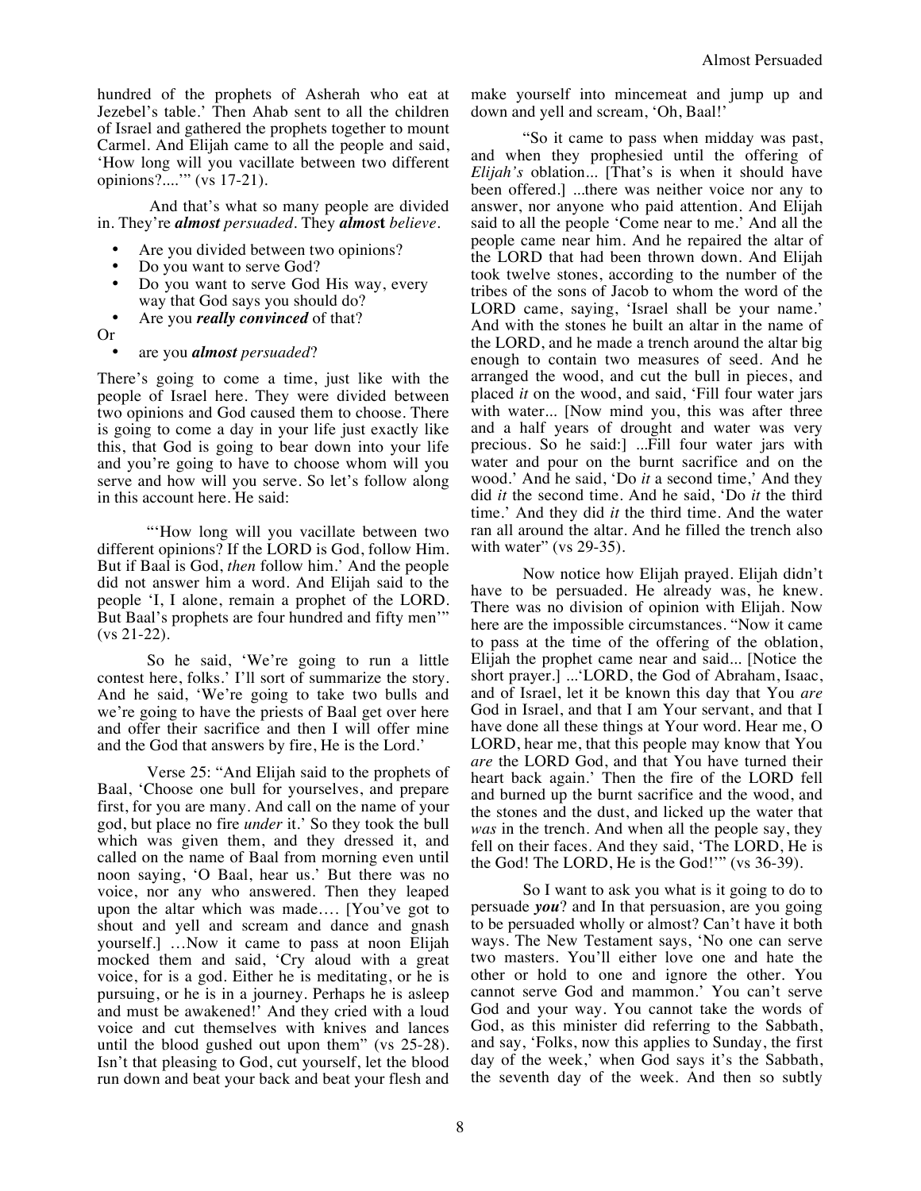hundred of the prophets of Asherah who eat at Jezebel's table.' Then Ahab sent to all the children of Israel and gathered the prophets together to mount Carmel. And Elijah came to all the people and said, 'How long will you vacillate between two different opinions?....'" (vs 17-21).

And that's what so many people are divided in. They're ***almost*** *persuaded*. They ***almost*** *believe*.

- Are you divided between two opinions?
- Do you want to serve God?
- Do you want to serve God His way, every way that God says you should do?
- Are you ***really convinced*** of that?

Or

- are you ***almost*** *persuaded*?

There's going to come a time, just like with the people of Israel here. They were divided between two opinions and God caused them to choose. There is going to come a day in your life just exactly like this, that God is going to bear down into your life and you're going to have to choose whom will you serve and how will you serve. So let's follow along in this account here. He said:

"'How long will you vacillate between two different opinions? If the LORD is God, follow Him. But if Baal is God, *then* follow him.' And the people did not answer him a word. And Elijah said to the people 'I, I alone, remain a prophet of the LORD. But Baal's prophets are four hundred and fifty men'" (vs 21-22).

So he said, 'We're going to run a little contest here, folks.' I'll sort of summarize the story. And he said, 'We're going to take two bulls and we're going to have the priests of Baal get over here and offer their sacrifice and then I will offer mine and the God that answers by fire, He is the Lord.'

Verse 25: "And Elijah said to the prophets of Baal, 'Choose one bull for yourselves, and prepare first, for you are many. And call on the name of your god, but place no fire *under* it.' So they took the bull which was given them, and they dressed it, and called on the name of Baal from morning even until noon saying, 'O Baal, hear us.' But there was no voice, nor any who answered. Then they leaped upon the altar which was made.... [You've got to shout and yell and scream and dance and gnash yourself.] ...Now it came to pass at noon Elijah mocked them and said, 'Cry aloud with a great voice, for is a god. Either he is meditating, or he is pursuing, or he is in a journey. Perhaps he is asleep and must be awakened!' And they cried with a loud voice and cut themselves with knives and lances until the blood gushed out upon them" (vs 25-28). Isn't that pleasing to God, cut yourself, let the blood run down and beat your back and beat your flesh and make yourself into mincemeat and jump up and down and yell and scream, 'Oh, Baal!'

"So it came to pass when midday was past, and when they prophesied until the offering of *Elijah's* oblation... [That's is when it should have been offered.] ...there was neither voice nor any to answer, nor anyone who paid attention. And Elijah said to all the people 'Come near to me.' And all the people came near him. And he repaired the altar of the LORD that had been thrown down. And Elijah took twelve stones, according to the number of the tribes of the sons of Jacob to whom the word of the LORD came, saying, 'Israel shall be your name.' And with the stones he built an altar in the name of the LORD, and he made a trench around the altar big enough to contain two measures of seed. And he arranged the wood, and cut the bull in pieces, and placed *it* on the wood, and said, 'Fill four water jars with water... [Now mind you, this was after three and a half years of drought and water was very precious. So he said:] ...Fill four water jars with water and pour on the burnt sacrifice and on the wood.' And he said, 'Do *it* a second time,' And they did *it* the second time. And he said, 'Do *it* the third time.' And they did *it* the third time. And the water ran all around the altar. And he filled the trench also with water" (vs 29-35).

Now notice how Elijah prayed. Elijah didn't have to be persuaded. He already was, he knew. There was no division of opinion with Elijah. Now here are the impossible circumstances. "Now it came to pass at the time of the offering of the oblation, Elijah the prophet came near and said... [Notice the short prayer.] ...'LORD, the God of Abraham, Isaac, and of Israel, let it be known this day that You *are* God in Israel, and that I am Your servant, and that I have done all these things at Your word. Hear me, O LORD, hear me, that this people may know that You *are* the LORD God, and that You have turned their heart back again.' Then the fire of the LORD fell and burned up the burnt sacrifice and the wood, and the stones and the dust, and licked up the water that *was* in the trench. And when all the people say, they fell on their faces. And they said, 'The LORD, He is the God! The LORD, He is the God!'" (vs 36-39).

So I want to ask you what is it going to do to persuade ***you***? and In that persuasion, are you going to be persuaded wholly or almost? Can't have it both ways. The New Testament says, 'No one can serve two masters. You'll either love one and hate the other or hold to one and ignore the other. You cannot serve God and mammon.' You can't serve God and your way. You cannot take the words of God, as this minister did referring to the Sabbath, and say, 'Folks, now this applies to Sunday, the first day of the week,' when God says it's the Sabbath, the seventh day of the week. And then so subtly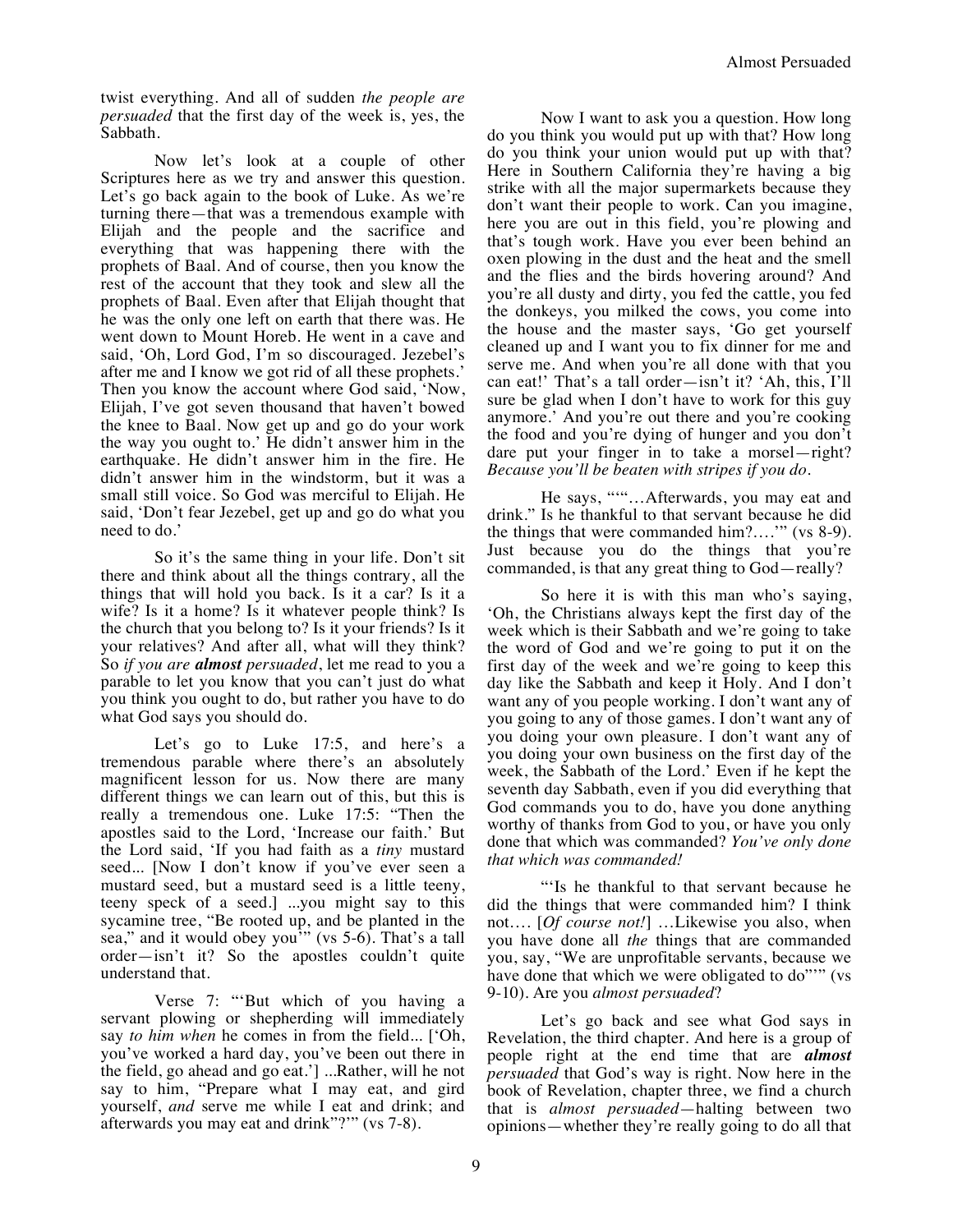twist everything. And all of sudden *the people are persuaded* that the first day of the week is, yes, the Sabbath.

Now let's look at a couple of other Scriptures here as we try and answer this question. Let's go back again to the book of Luke. As we're turning there—that was a tremendous example with Elijah and the people and the sacrifice and everything that was happening there with the prophets of Baal. And of course, then you know the rest of the account that they took and slew all the prophets of Baal. Even after that Elijah thought that he was the only one left on earth that there was. He went down to Mount Horeb. He went in a cave and said, 'Oh, Lord God, I'm so discouraged. Jezebel's after me and I know we got rid of all these prophets.' Then you know the account where God said, 'Now, Elijah, I've got seven thousand that haven't bowed the knee to Baal. Now get up and go do your work the way you ought to.' He didn't answer him in the earthquake. He didn't answer him in the fire. He didn't answer him in the windstorm, but it was a small still voice. So God was merciful to Elijah. He said, 'Don't fear Jezebel, get up and go do what you need to do.'

So it's the same thing in your life. Don't sit there and think about all the things contrary, all the things that will hold you back. Is it a car? Is it a wife? Is it a home? Is it whatever people think? Is the church that you belong to? Is it your friends? Is it your relatives? And after all, what will they think? So *if you are **almost** persuaded*, let me read to you a parable to let you know that you can't just do what you think you ought to do, but rather you have to do what God says you should do.

Let's go to Luke 17:5, and here's a tremendous parable where there's an absolutely magnificent lesson for us. Now there are many different things we can learn out of this, but this is really a tremendous one. Luke 17:5: "Then the apostles said to the Lord, 'Increase our faith.' But the Lord said, 'If you had faith as a *tiny* mustard seed... [Now I don't know if you've ever seen a mustard seed, but a mustard seed is a little teeny, teeny speck of a seed.] ...you might say to this sycamine tree, "Be rooted up, and be planted in the sea," and it would obey you'" (vs 5-6). That's a tall order—isn't it? So the apostles couldn't quite understand that.

Verse 7: "'But which of you having a servant plowing or shepherding will immediately say *to him when* he comes in from the field... ['Oh, you've worked a hard day, you've been out there in the field, go ahead and go eat.'] ...Rather, will he not say to him, "Prepare what I may eat, and gird yourself, *and* serve me while I eat and drink; and afterwards you may eat and drink"?'" (vs 7-8).

Now I want to ask you a question. How long do you think you would put up with that? How long do you think your union would put up with that? Here in Southern California they're having a big strike with all the major supermarkets because they don't want their people to work. Can you imagine, here you are out in this field, you're plowing and that's tough work. Have you ever been behind an oxen plowing in the dust and the heat and the smell and the flies and the birds hovering around? And you're all dusty and dirty, you fed the cattle, you fed the donkeys, you milked the cows, you come into the house and the master says, 'Go get yourself cleaned up and I want you to fix dinner for me and serve me. And when you're all done with that you can eat!' That's a tall order—isn't it? 'Ah, this, I'll sure be glad when I don't have to work for this guy anymore.' And you're out there and you're cooking the food and you're dying of hunger and you don't dare put your finger in to take a morsel—right? *Because you'll be beaten with stripes if you do.*

He says, "'"…Afterwards, you may eat and drink." Is he thankful to that servant because he did the things that were commanded him?….'" (vs 8-9). Just because you do the things that you're commanded, is that any great thing to God—really?

So here it is with this man who's saying, 'Oh, the Christians always kept the first day of the week which is their Sabbath and we're going to take the word of God and we're going to put it on the first day of the week and we're going to keep this day like the Sabbath and keep it Holy. And I don't want any of you people working. I don't want any of you going to any of those games. I don't want any of you doing your own pleasure. I don't want any of you doing your own business on the first day of the week, the Sabbath of the Lord.' Even if he kept the seventh day Sabbath, even if you did everything that God commands you to do, have you done anything worthy of thanks from God to you, or have you only done that which was commanded? *You've only done that which was commanded!*

"'Is he thankful to that servant because he did the things that were commanded him? I think not…. [*Of course not!*] …Likewise you also, when you have done all *the* things that are commanded you, say, "We are unprofitable servants, because we have done that which we were obligated to do"'" (vs 9-10). Are you *almost persuaded*?

Let's go back and see what God says in Revelation, the third chapter. And here is a group of people right at the end time that are ***almost*** *persuaded* that God's way is right. Now here in the book of Revelation, chapter three, we find a church that is *almost persuaded*—halting between two opinions—whether they're really going to do all that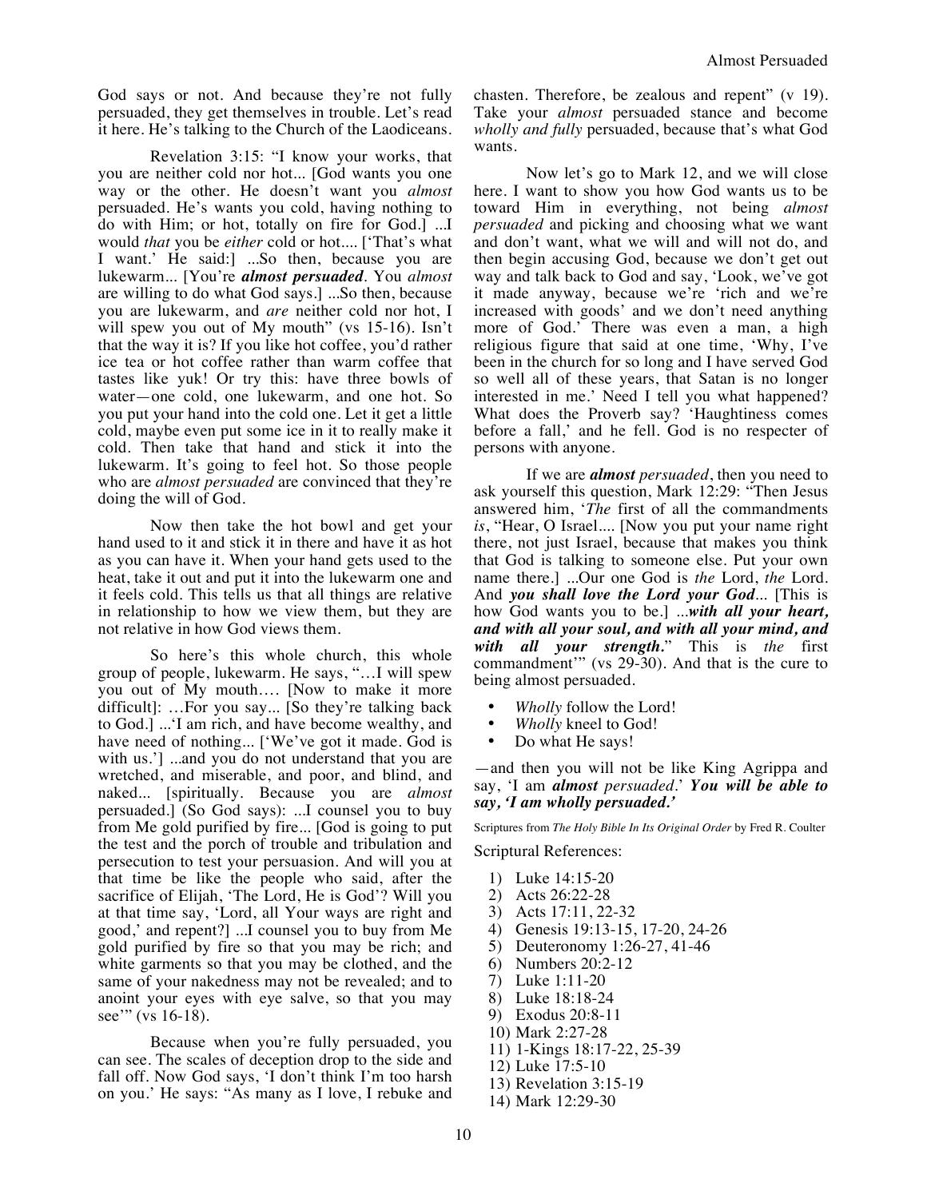God says or not. And because they're not fully persuaded, they get themselves in trouble. Let's read it here. He's talking to the Church of the Laodiceans.

Revelation 3:15: "I know your works, that you are neither cold nor hot... [God wants you one way or the other. He doesn't want you *almost* persuaded. He's wants you cold, having nothing to do with Him; or hot, totally on fire for God.] ...I would *that* you be *either* cold or hot.... ['That's what I want.' He said:] ...So then, because you are lukewarm... [You're ***almost persuaded***. You *almost* are willing to do what God says.] ...So then, because you are lukewarm, and *are* neither cold nor hot, I will spew you out of My mouth" (vs 15-16). Isn't that the way it is? If you like hot coffee, you'd rather ice tea or hot coffee rather than warm coffee that tastes like yuk! Or try this: have three bowls of water—one cold, one lukewarm, and one hot. So you put your hand into the cold one. Let it get a little cold, maybe even put some ice in it to really make it cold. Then take that hand and stick it into the lukewarm. It's going to feel hot. So those people who are *almost persuaded* are convinced that they're doing the will of God.

Now then take the hot bowl and get your hand used to it and stick it in there and have it as hot as you can have it. When your hand gets used to the heat, take it out and put it into the lukewarm one and it feels cold. This tells us that all things are relative in relationship to how we view them, but they are not relative in how God views them.

So here's this whole church, this whole group of people, lukewarm. He says, "…I will spew you out of My mouth…. [Now to make it more difficult]: …For you say... [So they're talking back to God.] ...'I am rich, and have become wealthy, and have need of nothing... ['We've got it made. God is with us.'] ...and you do not understand that you are wretched, and miserable, and poor, and blind, and naked... [spiritually. Because you are *almost* persuaded.] (So God says): ...I counsel you to buy from Me gold purified by fire... [God is going to put the test and the porch of trouble and tribulation and persecution to test your persuasion. And will you at that time be like the people who said, after the sacrifice of Elijah, 'The Lord, He is God'? Will you at that time say, 'Lord, all Your ways are right and good,' and repent?] ...I counsel you to buy from Me gold purified by fire so that you may be rich; and white garments so that you may be clothed, and the same of your nakedness may not be revealed; and to anoint your eyes with eye salve, so that you may see'" (vs 16-18).

Because when you're fully persuaded, you can see. The scales of deception drop to the side and fall off. Now God says, 'I don't think I'm too harsh on you.' He says: "As many as I love, I rebuke and chasten. Therefore, be zealous and repent" (v 19). Take your *almost* persuaded stance and become *wholly and fully* persuaded, because that's what God wants.

Now let's go to Mark 12, and we will close here. I want to show you how God wants us to be toward Him in everything, not being *almost persuaded* and picking and choosing what we want and don't want, what we will and will not do, and then begin accusing God, because we don't get out way and talk back to God and say, 'Look, we've got it made anyway, because we're 'rich and we're increased with goods' and we don't need anything more of God.' There was even a man, a high religious figure that said at one time, 'Why, I've been in the church for so long and I have served God so well all of these years, that Satan is no longer interested in me.' Need I tell you what happened? What does the Proverb say? 'Haughtiness comes before a fall,' and he fell. God is no respecter of persons with anyone.

If we are ***almost*** *persuaded*, then you need to ask yourself this question, Mark 12:29: "Then Jesus answered him, '*The* first of all the commandments *is*, "Hear, O Israel.... [Now you put your name right there, not just Israel, because that makes you think that God is talking to someone else. Put your own name there.] ...Our one God is *the* Lord, *the* Lord. And ***you shall love the Lord your God***... [This is how God wants you to be.] ...***with all your heart, and with all your soul, and with all your mind, and with all your strength.***" This is *the* first commandment'" (vs 29-30). And that is the cure to being almost persuaded.

- *Wholly* follow the Lord!
- *Wholly* kneel to God!
- Do what He says!

—and then you will not be like King Agrippa and say, 'I am ***almost*** *persuaded*.' ***You will be able to say, 'I am wholly persuaded.'***

Scriptures from *The Holy Bible In Its Original Order* by Fred R. Coulter

Scriptural References:

1) Luke 14:15-20
2) Acts 26:22-28
3) Acts 17:11, 22-32
4) Genesis 19:13-15, 17-20, 24-26
5) Deuteronomy 1:26-27, 41-46
6) Numbers 20:2-12
7) Luke 1:11-20
8) Luke 18:18-24
9) Exodus 20:8-11
10) Mark 2:27-28
11) 1-Kings 18:17-22, 25-39
12) Luke 17:5-10
13) Revelation 3:15-19
14) Mark 12:29-30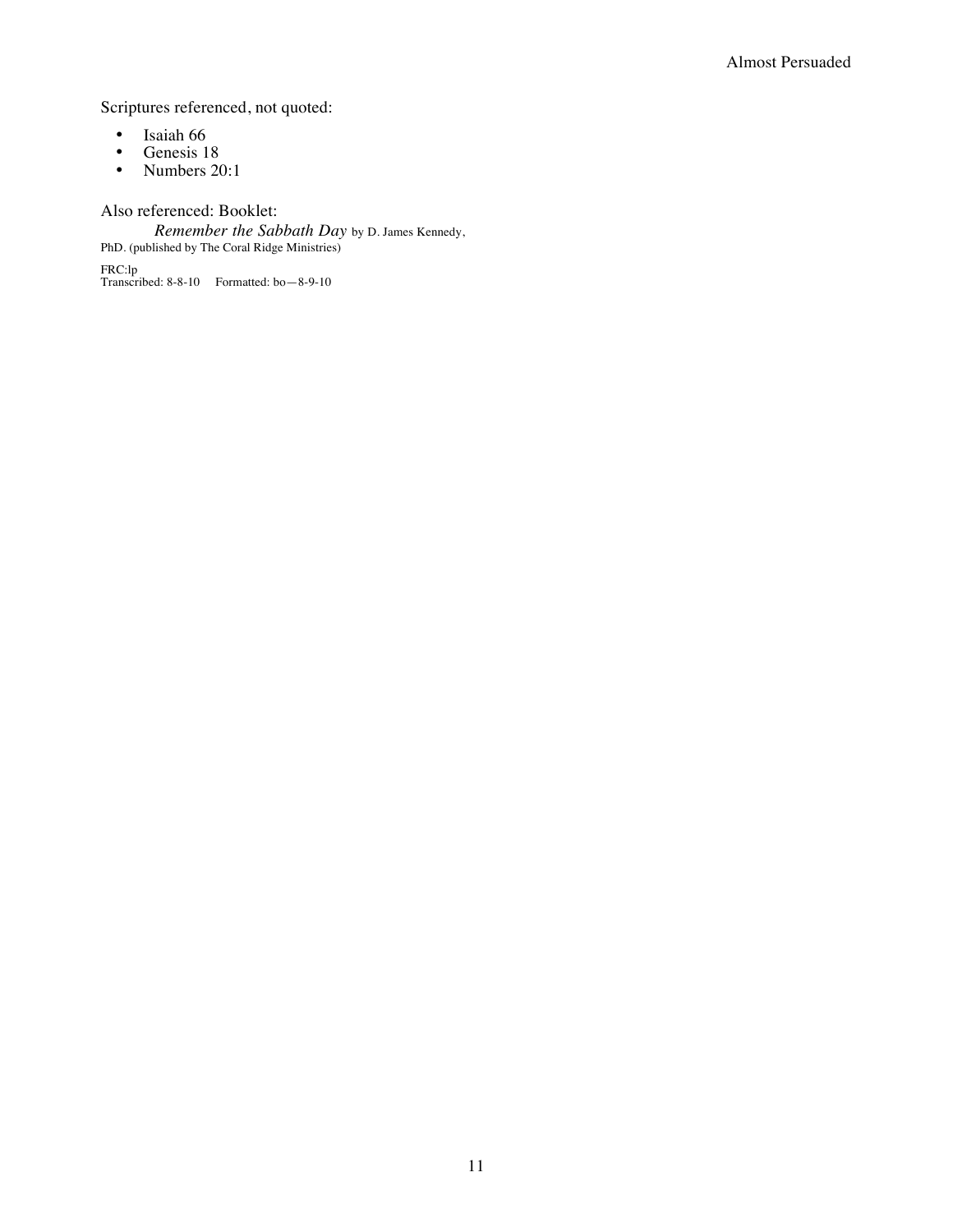Scriptures referenced, not quoted:

- Isaiah 66
- Genesis 18
- Numbers 20:1

Also referenced: Booklet:

*Remember the Sabbath Day* by D. James Kennedy, PhD. (published by The Coral Ridge Ministries)

FRC:lp
Transcribed: 8-8-10 Formatted: bo—8-9-10